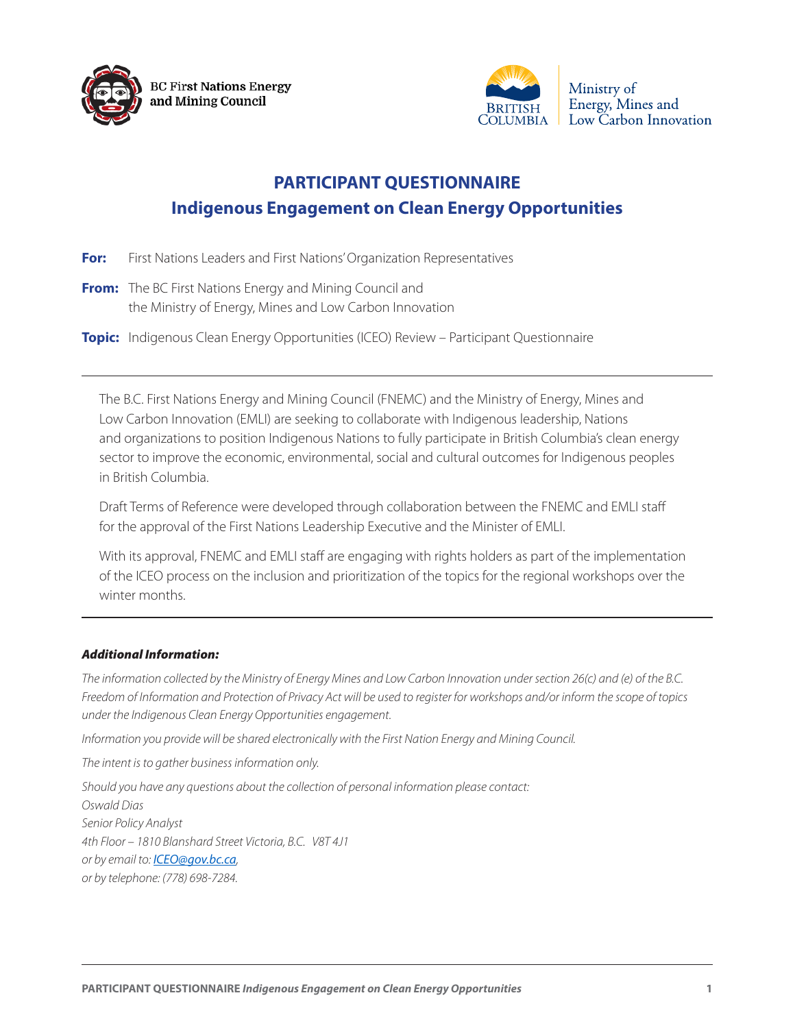BC First Nations Energy and Mining Council

Ministry of Energy, Mines and Low Carbon Innovation

# PARTICIPANT QUESTIONNAIRE
## Indigenous Engagement on Clean Energy Opportunities

**For:** First Nations Leaders and First Nations' Organization Representatives

**From:** The BC First Nations Energy and Mining Council and the Ministry of Energy, Mines and Low Carbon Innovation

**Topic:** Indigenous Clean Energy Opportunities (ICEO) Review – Participant Questionnaire

---

The B.C. First Nations Energy and Mining Council (FNEMC) and the Ministry of Energy, Mines and Low Carbon Innovation (EMLI) are seeking to collaborate with Indigenous leadership, Nations and organizations to position Indigenous Nations to fully participate in British Columbia's clean energy sector to improve the economic, environmental, social and cultural outcomes for Indigenous peoples in British Columbia.

Draft Terms of Reference were developed through collaboration between the FNEMC and EMLI staff for the approval of the First Nations Leadership Executive and the Minister of EMLI.

With its approval, FNEMC and EMLI staff are engaging with rights holders as part of the implementation of the ICEO process on the inclusion and prioritization of the topics for the regional workshops over the winter months.

---

***Additional Information:***

*The information collected by the Ministry of Energy Mines and Low Carbon Innovation under section 26(c) and (e) of the B.C. Freedom of Information and Protection of Privacy Act will be used to register for workshops and/or inform the scope of topics under the Indigenous Clean Energy Opportunities engagement.*

*Information you provide will be shared electronically with the First Nation Energy and Mining Council.*

*The intent is to gather business information only.*

*Should you have any questions about the collection of personal information please contact:*
*Oswald Dias*
*Senior Policy Analyst*
*4th Floor – 1810 Blanshard Street Victoria, B.C. V8T 4J1*
*or by email to: ICEO@gov.bc.ca,*
*or by telephone: (778) 698-7284.*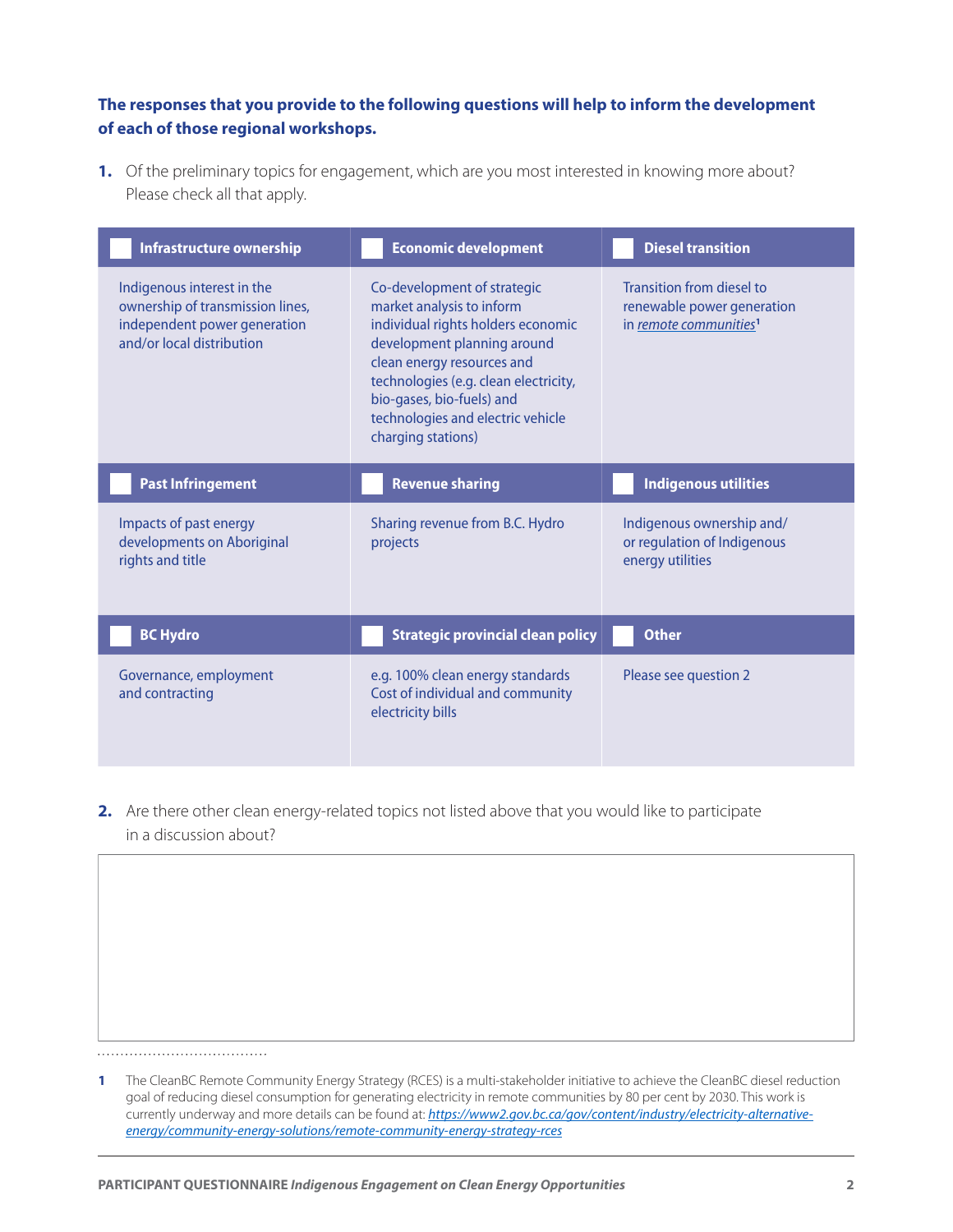**The responses that you provide to the following questions will help to inform the development of each of those regional workshops.**

**1.** Of the preliminary topics for engagement, which are you most interested in knowing more about? Please check all that apply.

| ☐ Infrastructure ownership | ☐ Economic development | ☐ Diesel transition |
|---|---|---|
| Indigenous interest in the ownership of transmission lines, independent power generation and/or local distribution | Co-development of strategic market analysis to inform individual rights holders economic development planning around clean energy resources and technologies (e.g. clean electricity, bio-gases, bio-fuels) and technologies and electric vehicle charging stations) | Transition from diesel to renewable power generation in *remote communities*[1] |
| **☐ Past Infringement** | **☐ Revenue sharing** | **☐ Indigenous utilities** |
| Impacts of past energy developments on Aboriginal rights and title | Sharing revenue from B.C. Hydro projects | Indigenous ownership and/ or regulation of Indigenous energy utilities |
| **☐ BC Hydro** | **☐ Strategic provincial clean policy** | **☐ Other** |
| Governance, employment and contracting | e.g. 100% clean energy standards Cost of individual and community electricity bills | Please see question 2 |

**2.** Are there other clean energy-related topics not listed above that you would like to participate in a discussion about?

| |
|---|
| |

1 The CleanBC Remote Community Energy Strategy (RCES) is a multi-stakeholder initiative to achieve the CleanBC diesel reduction goal of reducing diesel consumption for generating electricity in remote communities by 80 per cent by 2030. This work is currently underway and more details can be found at: *https://www2.gov.bc.ca/gov/content/industry/electricity-alternative-energy/community-energy-solutions/remote-community-energy-strategy-rces*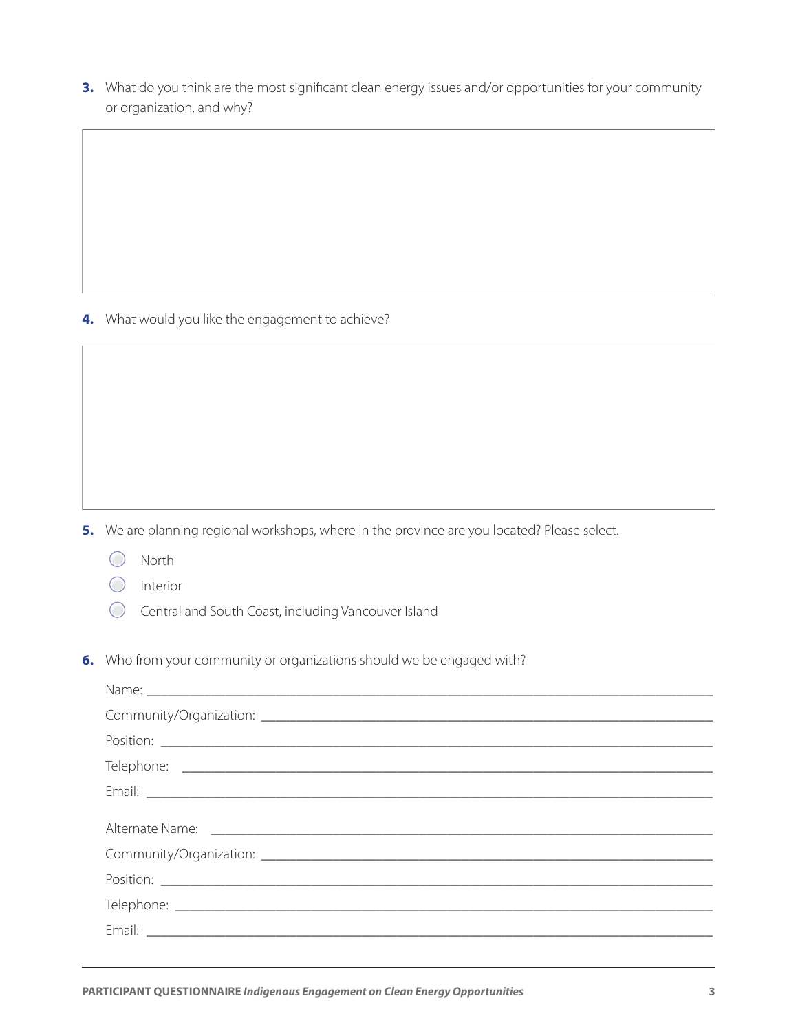**3.** What do you think are the most significant clean energy issues and/or opportunities for your community or organization, and why?

**4.** What would you like the engagement to achieve?

**5.** We are planning regional workshops, where in the province are you located? Please select.

- ◯ North
- ◯ Interior
- ◯ Central and South Coast, including Vancouver Island

**6.** Who from your community or organizations should we be engaged with?

Name: ______________________________

Community/Organization: ______________________________

Position: ______________________________

Telephone: ______________________________

Email: ______________________________

Alternate Name: ______________________________

Community/Organization: ______________________________

Position: ______________________________

Telephone: ______________________________

Email: ______________________________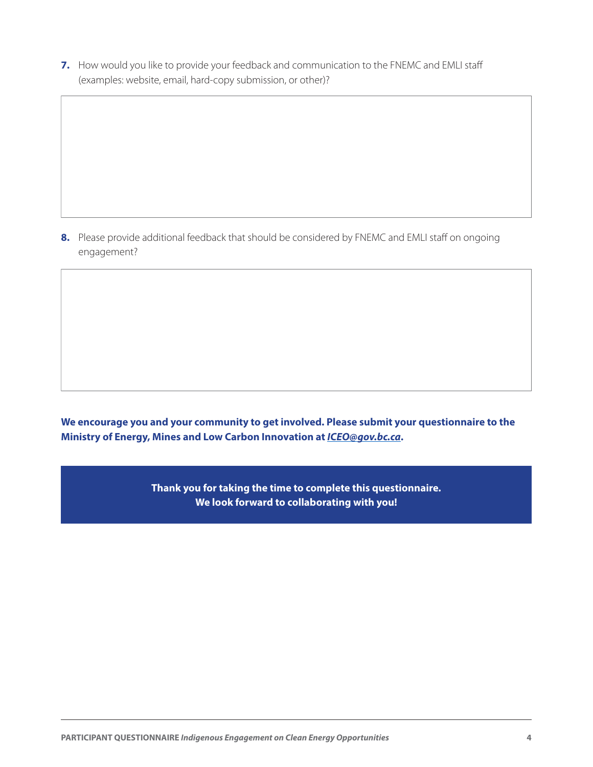**7.** How would you like to provide your feedback and communication to the FNEMC and EMLI staff (examples: website, email, hard-copy submission, or other)?

**8.** Please provide additional feedback that should be considered by FNEMC and EMLI staff on ongoing engagement?

**We encourage you and your community to get involved. Please submit your questionnaire to the Ministry of Energy, Mines and Low Carbon Innovation at *ICEO@gov.bc.ca*.**

**Thank you for taking the time to complete this questionnaire.**
**We look forward to collaborating with you!**